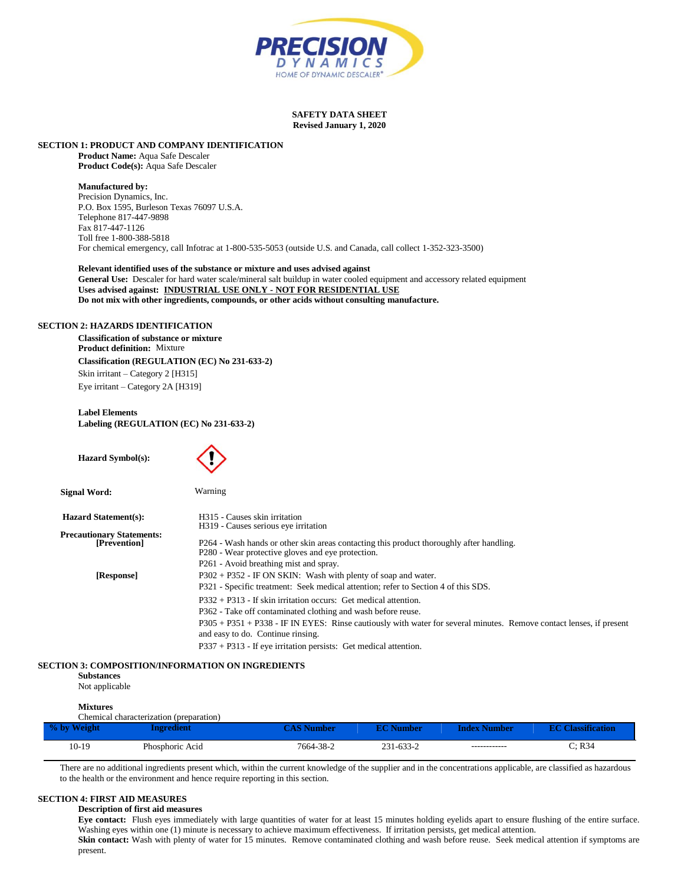**PRECISION DYNAMICS**
HOME OF DYNAMIC DESCALER®

**SAFETY DATA SHEET**
**Revised January 1, 2020**

## SECTION 1: PRODUCT AND COMPANY IDENTIFICATION

**Product Name:** Aqua Safe Descaler
**Product Code(s):** Aqua Safe Descaler

**Manufactured by:**
Precision Dynamics, Inc.
P.O. Box 1595, Burleson Texas 76097 U.S.A.
Telephone 817-447-9898
Fax 817-447-1126
Toll free 1-800-388-5818
For chemical emergency, call Infotrac at 1-800-535-5053 (outside U.S. and Canada, call collect 1-352-323-3500)

**Relevant identified uses of the substance or mixture and uses advised against**
**General Use:** Descaler for hard water scale/mineral salt buildup in water cooled equipment and accessory related equipment
**Uses advised against:** **INDUSTRIAL USE ONLY - NOT FOR RESIDENTIAL USE**
**Do not mix with other ingredients, compounds, or other acids without consulting manufacture.**

## SECTION 2: HAZARDS IDENTIFICATION

**Classification of substance or mixture**
**Product definition:** Mixture
**Classification (REGULATION (EC) No 231-633-2)**
Skin irritant – Category 2 [H315]
Eye irritant – Category 2A [H319]

**Label Elements**
**Labeling (REGULATION (EC) No 231-633-2)**

**Hazard Symbol(s):** ⚠ (exclamation mark pictogram)

**Signal Word:** Warning

**Hazard Statement(s):**
H315 - Causes skin irritation
H319 - Causes serious eye irritation

**Precautionary Statements:**
**[Prevention]**
P264 - Wash hands or other skin areas contacting this product thoroughly after handling.
P280 - Wear protective gloves and eye protection.
P261 - Avoid breathing mist and spray.

**[Response]**
P302 + P352 - IF ON SKIN: Wash with plenty of soap and water.
P321 - Specific treatment: Seek medical attention; refer to Section 4 of this SDS.
P332 + P313 - If skin irritation occurs: Get medical attention.
P362 - Take off contaminated clothing and wash before reuse.
P305 + P351 + P338 - IF IN EYES: Rinse cautiously with water for several minutes. Remove contact lenses, if present and easy to do. Continue rinsing.
P337 + P313 - If eye irritation persists: Get medical attention.

## SECTION 3: COMPOSITION/INFORMATION ON INGREDIENTS

**Substances**
Not applicable

**Mixtures**
Chemical characterization (preparation)

| % by Weight | Ingredient | CAS Number | EC Number | Index Number | EC Classification |
|---|---|---|---|---|---|
| 10-19 | Phosphoric Acid | 7664-38-2 | 231-633-2 | ------------ | C; R34 |

There are no additional ingredients present which, within the current knowledge of the supplier and in the concentrations applicable, are classified as hazardous to the health or the environment and hence require reporting in this section.

## SECTION 4: FIRST AID MEASURES

**Description of first aid measures**
**Eye contact:** Flush eyes immediately with large quantities of water for at least 15 minutes holding eyelids apart to ensure flushing of the entire surface. Washing eyes within one (1) minute is necessary to achieve maximum effectiveness. If irritation persists, get medical attention.
**Skin contact:** Wash with plenty of water for 15 minutes. Remove contaminated clothing and wash before reuse. Seek medical attention if symptoms are present.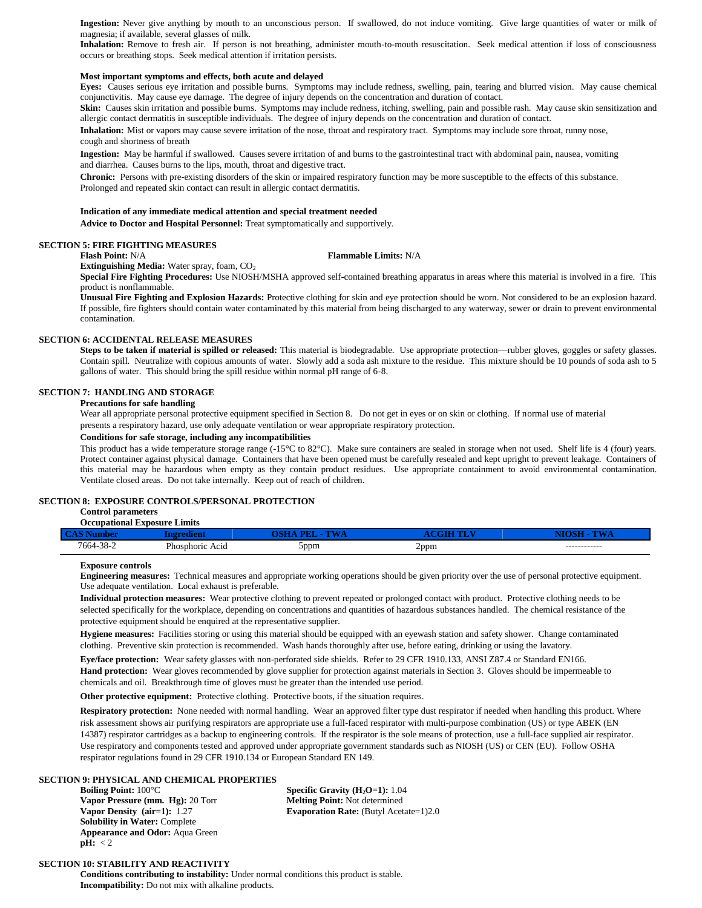**Ingestion:** Never give anything by mouth to an unconscious person. If swallowed, do not induce vomiting. Give large quantities of water or milk of magnesia; if available, several glasses of milk.

**Inhalation:** Remove to fresh air. If person is not breathing, administer mouth-to-mouth resuscitation. Seek medical attention if loss of consciousness occurs or breathing stops. Seek medical attention if irritation persists.

**Most important symptoms and effects, both acute and delayed**

**Eyes:** Causes serious eye irritation and possible burns. Symptoms may include redness, swelling, pain, tearing and blurred vision. May cause chemical conjunctivitis. May cause eye damage. The degree of injury depends on the concentration and duration of contact.

**Skin:** Causes skin irritation and possible burns. Symptoms may include redness, itching, swelling, pain and possible rash. May cause skin sensitization and allergic contact dermatitis in susceptible individuals. The degree of injury depends on the concentration and duration of contact.

**Inhalation:** Mist or vapors may cause severe irritation of the nose, throat and respiratory tract. Symptoms may include sore throat, runny nose, cough and shortness of breath

**Ingestion:** May be harmful if swallowed. Causes severe irritation of and burns to the gastrointestinal tract with abdominal pain, nausea, vomiting and diarrhea. Causes burns to the lips, mouth, throat and digestive tract.

**Chronic:** Persons with pre-existing disorders of the skin or impaired respiratory function may be more susceptible to the effects of this substance. Prolonged and repeated skin contact can result in allergic contact dermatitis.

**Indication of any immediate medical attention and special treatment needed**

**Advice to Doctor and Hospital Personnel:** Treat symptomatically and supportively.

## SECTION 5: FIRE FIGHTING MEASURES

**Flash Point:** N/A **Flammable Limits:** N/A

**Extinguishing Media:** Water spray, foam, $CO_2$

**Special Fire Fighting Procedures:** Use NIOSH/MSHA approved self-contained breathing apparatus in areas where this material is involved in a fire. This product is nonflammable.

**Unusual Fire Fighting and Explosion Hazards:** Protective clothing for skin and eye protection should be worn. Not considered to be an explosion hazard. If possible, fire fighters should contain water contaminated by this material from being discharged to any waterway, sewer or drain to prevent environmental contamination.

## SECTION 6: ACCIDENTAL RELEASE MEASURES

**Steps to be taken if material is spilled or released:** This material is biodegradable. Use appropriate protection—rubber gloves, goggles or safety glasses. Contain spill. Neutralize with copious amounts of water. Slowly add a soda ash mixture to the residue. This mixture should be 10 pounds of soda ash to 5 gallons of water. This should bring the spill residue within normal pH range of 6-8.

## SECTION 7: HANDLING AND STORAGE

**Precautions for safe handling**

Wear all appropriate personal protective equipment specified in Section 8. Do not get in eyes or on skin or clothing. If normal use of material presents a respiratory hazard, use only adequate ventilation or wear appropriate respiratory protection.

**Conditions for safe storage, including any incompatibilities**

This product has a wide temperature storage range (-15°C to 82°C). Make sure containers are sealed in storage when not used. Shelf life is 4 (four) years. Protect container against physical damage. Containers that have been opened must be carefully resealed and kept upright to prevent leakage. Containers of this material may be hazardous when empty as they contain product residues. Use appropriate containment to avoid environmental contamination. Ventilate closed areas. Do not take internally. Keep out of reach of children.

## SECTION 8: EXPOSURE CONTROLS/PERSONAL PROTECTION

**Control parameters**

**Occupational Exposure Limits**

| CAS Number | Ingredient | OSHA PEL - TWA | ACGIH TLV | NIOSH - TWA |
|---|---|---|---|---|
| 7664-38-2 | Phosphoric Acid | 5ppm | 2ppm | ------------ |

**Exposure controls**

**Engineering measures:** Technical measures and appropriate working operations should be given priority over the use of personal protective equipment. Use adequate ventilation. Local exhaust is preferable.

**Individual protection measures:** Wear protective clothing to prevent repeated or prolonged contact with product. Protective clothing needs to be selected specifically for the workplace, depending on concentrations and quantities of hazardous substances handled. The chemical resistance of the protective equipment should be enquired at the representative supplier.

**Hygiene measures:** Facilities storing or using this material should be equipped with an eyewash station and safety shower. Change contaminated clothing. Preventive skin protection is recommended. Wash hands thoroughly after use, before eating, drinking or using the lavatory.

**Eye/face protection:** Wear safety glasses with non-perforated side shields. Refer to 29 CFR 1910.133, ANSI Z87.4 or Standard EN166.

**Hand protection:** Wear gloves recommended by glove supplier for protection against materials in Section 3. Gloves should be impermeable to chemicals and oil. Breakthrough time of gloves must be greater than the intended use period.

**Other protective equipment:** Protective clothing. Protective boots, if the situation requires.

**Respiratory protection:** None needed with normal handling. Wear an approved filter type dust respirator if needed when handling this product. Where risk assessment shows air purifying respirators are appropriate use a full-faced respirator with multi-purpose combination (US) or type ABEK (EN 14387) respirator cartridges as a backup to engineering controls. If the respirator is the sole means of protection, use a full-face supplied air respirator. Use respiratory and components tested and approved under appropriate government standards such as NIOSH (US) or CEN (EU). Follow OSHA respirator regulations found in 29 CFR 1910.134 or European Standard EN 149.

## SECTION 9: PHYSICAL AND CHEMICAL PROPERTIES

**Boiling Point:** 100°C
**Vapor Pressure (mm. Hg):** 20 Torr
**Vapor Density (air=1):** 1.27
**Solubility in Water:** Complete
**Appearance and Odor:** Aqua Green
**pH:** < 2
**Specific Gravity ($H_2O$=1):** 1.04
**Melting Point:** Not determined
**Evaporation Rate:** (Butyl Acetate=1)2.0

## SECTION 10: STABILITY AND REACTIVITY

**Conditions contributing to instability:** Under normal conditions this product is stable.
**Incompatibility:** Do not mix with alkaline products.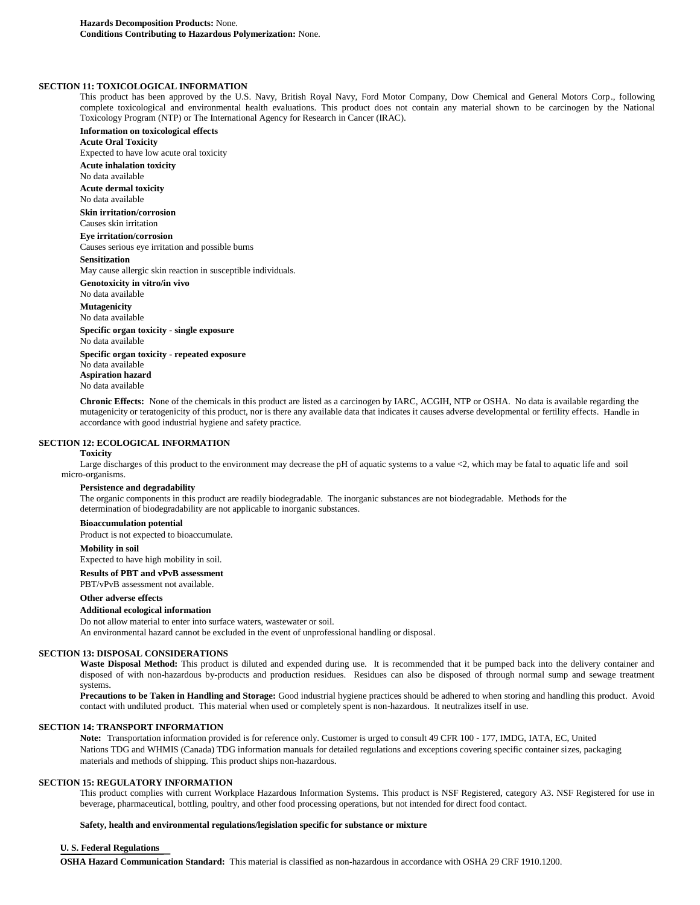**Hazards Decomposition Products:** None.
**Conditions Contributing to Hazardous Polymerization:** None.

## SECTION 11: TOXICOLOGICAL INFORMATION

This product has been approved by the U.S. Navy, British Royal Navy, Ford Motor Company, Dow Chemical and General Motors Corp., following complete toxicological and environmental health evaluations. This product does not contain any material shown to be carcinogen by the National Toxicology Program (NTP) or The International Agency for Research in Cancer (IRAC).

**Information on toxicological effects**

**Acute Oral Toxicity**
Expected to have low acute oral toxicity

**Acute inhalation toxicity**
No data available

**Acute dermal toxicity**
No data available

**Skin irritation/corrosion**
Causes skin irritation

**Eye irritation/corrosion**
Causes serious eye irritation and possible burns

**Sensitization**
May cause allergic skin reaction in susceptible individuals.

**Genotoxicity in vitro/in vivo**
No data available

**Mutagenicity**
No data available

**Specific organ toxicity - single exposure**
No data available

**Specific organ toxicity - repeated exposure**
No data available

**Aspiration hazard**
No data available

**Chronic Effects:** None of the chemicals in this product are listed as a carcinogen by IARC, ACGIH, NTP or OSHA. No data is available regarding the mutagenicity or teratogenicity of this product, nor is there any available data that indicates it causes adverse developmental or fertility effects. Handle in accordance with good industrial hygiene and safety practice.

## SECTION 12: ECOLOGICAL INFORMATION

**Toxicity**
Large discharges of this product to the environment may decrease the pH of aquatic systems to a value <2, which may be fatal to aquatic life and soil micro-organisms.

**Persistence and degradability**
The organic components in this product are readily biodegradable. The inorganic substances are not biodegradable. Methods for the determination of biodegradability are not applicable to inorganic substances.

**Bioaccumulation potential**
Product is not expected to bioaccumulate.

**Mobility in soil**
Expected to have high mobility in soil.

**Results of PBT and vPvB assessment**
PBT/vPvB assessment not available.

**Other adverse effects**

**Additional ecological information**
Do not allow material to enter into surface waters, wastewater or soil.
An environmental hazard cannot be excluded in the event of unprofessional handling or disposal.

## SECTION 13: DISPOSAL CONSIDERATIONS

**Waste Disposal Method:** This product is diluted and expended during use. It is recommended that it be pumped back into the delivery container and disposed of with non-hazardous by-products and production residues. Residues can also be disposed of through normal sump and sewage treatment systems.

**Precautions to be Taken in Handling and Storage:** Good industrial hygiene practices should be adhered to when storing and handling this product. Avoid contact with undiluted product. This material when used or completely spent is non-hazardous. It neutralizes itself in use.

## SECTION 14: TRANSPORT INFORMATION

**Note:** Transportation information provided is for reference only. Customer is urged to consult 49 CFR 100 - 177, IMDG, IATA, EC, United Nations TDG and WHMIS (Canada) TDG information manuals for detailed regulations and exceptions covering specific container sizes, packaging materials and methods of shipping. This product ships non-hazardous.

## SECTION 15: REGULATORY INFORMATION

This product complies with current Workplace Hazardous Information Systems. This product is NSF Registered, category A3. NSF Registered for use in beverage, pharmaceutical, bottling, poultry, and other food processing operations, but not intended for direct food contact.

**Safety, health and environmental regulations/legislation specific for substance or mixture**

**U. S. Federal Regulations**

**OSHA Hazard Communication Standard:** This material is classified as non-hazardous in accordance with OSHA 29 CRF 1910.1200.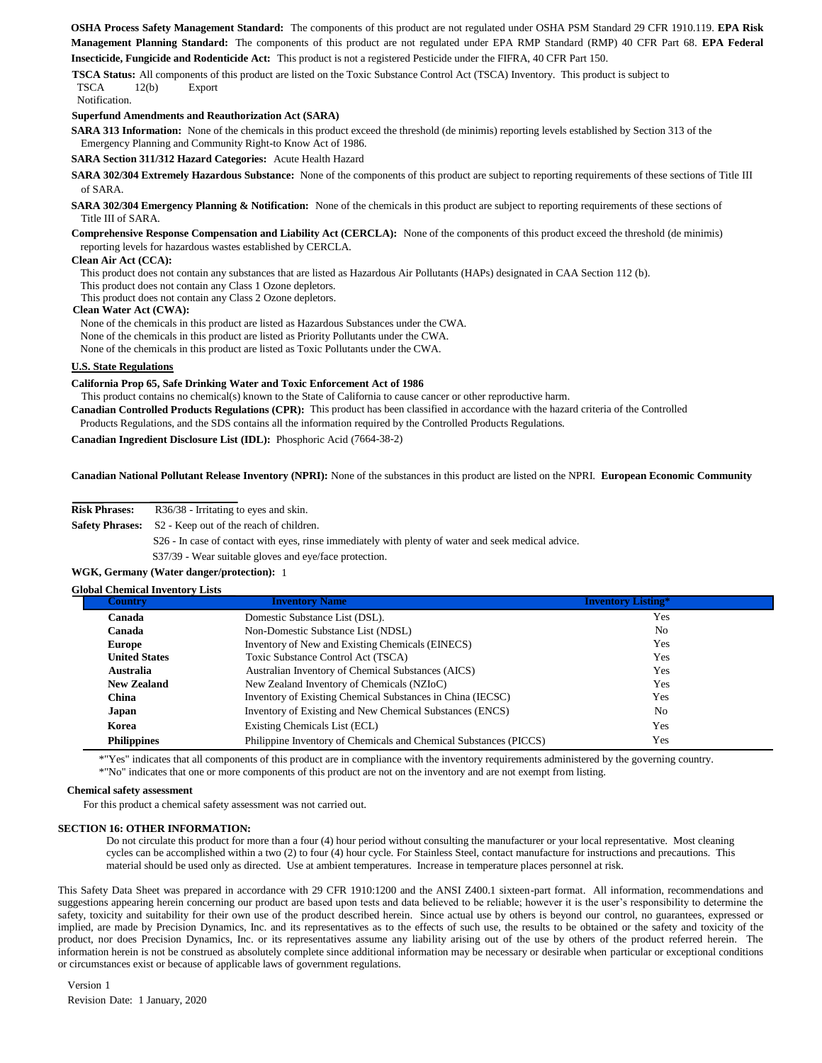**OSHA Process Safety Management Standard:** The components of this product are not regulated under OSHA PSM Standard 29 CFR 1910.119. **EPA Risk Management Planning Standard:** The components of this product are not regulated under EPA RMP Standard (RMP) 40 CFR Part 68. **EPA Federal Insecticide, Fungicide and Rodenticide Act:** This product is not a registered Pesticide under the FIFRA, 40 CFR Part 150.

**TSCA Status:** All components of this product are listed on the Toxic Substance Control Act (TSCA) Inventory. This product is subject to TSCA 12(b) Export Notification.

**Superfund Amendments and Reauthorization Act (SARA)**

**SARA 313 Information:** None of the chemicals in this product exceed the threshold (de minimis) reporting levels established by Section 313 of the Emergency Planning and Community Right-to Know Act of 1986.

**SARA Section 311/312 Hazard Categories:** Acute Health Hazard

**SARA 302/304 Extremely Hazardous Substance:** None of the components of this product are subject to reporting requirements of these sections of Title III of SARA.

**SARA 302/304 Emergency Planning & Notification:** None of the chemicals in this product are subject to reporting requirements of these sections of Title III of SARA.

**Comprehensive Response Compensation and Liability Act (CERCLA):** None of the components of this product exceed the threshold (de minimis) reporting levels for hazardous wastes established by CERCLA.

**Clean Air Act (CCA):**

This product does not contain any substances that are listed as Hazardous Air Pollutants (HAPs) designated in CAA Section 112 (b).
This product does not contain any Class 1 Ozone depletors.
This product does not contain any Class 2 Ozone depletors.

**Clean Water Act (CWA):**

None of the chemicals in this product are listed as Hazardous Substances under the CWA.
None of the chemicals in this product are listed as Priority Pollutants under the CWA.
None of the chemicals in this product are listed as Toxic Pollutants under the CWA.

**U.S. State Regulations**

**California Prop 65, Safe Drinking Water and Toxic Enforcement Act of 1986**

This product contains no chemical(s) known to the State of California to cause cancer or other reproductive harm.

**Canadian Controlled Products Regulations (CPR):** This product has been classified in accordance with the hazard criteria of the Controlled Products Regulations, and the SDS contains all the information required by the Controlled Products Regulations.

**Canadian Ingredient Disclosure List (IDL):** Phosphoric Acid (7664-38-2)

**Canadian National Pollutant Release Inventory (NPRI):** None of the substances in this product are listed on the NPRI. **European Economic Community**

**Risk Phrases:** R36/38 - Irritating to eyes and skin.

**Safety Phrases:** S2 - Keep out of the reach of children.

S26 - In case of contact with eyes, rinse immediately with plenty of water and seek medical advice.

S37/39 - Wear suitable gloves and eye/face protection.

**WGK, Germany (Water danger/protection):** 1

**Global Chemical Inventory Lists**

| Country | Inventory Name | Inventory Listing* |
|---|---|---|
| **Canada** | Domestic Substance List (DSL). | Yes |
| **Canada** | Non-Domestic Substance List (NDSL) | No |
| **Europe** | Inventory of New and Existing Chemicals (EINECS) | Yes |
| **United States** | Toxic Substance Control Act (TSCA) | Yes |
| **Australia** | Australian Inventory of Chemical Substances (AICS) | Yes |
| **New Zealand** | New Zealand Inventory of Chemicals (NZIoC) | Yes |
| **China** | Inventory of Existing Chemical Substances in China (IECSC) | Yes |
| **Japan** | Inventory of Existing and New Chemical Substances (ENCS) | No |
| **Korea** | Existing Chemicals List (ECL) | Yes |
| **Philippines** | Philippine Inventory of Chemicals and Chemical Substances (PICCS) | Yes |

*"Yes" indicates that all components of this product are in compliance with the inventory requirements administered by the governing country.
*"No" indicates that one or more components of this product are not on the inventory and are not exempt from listing.

**Chemical safety assessment**

For this product a chemical safety assessment was not carried out.

## SECTION 16: OTHER INFORMATION:

Do not circulate this product for more than a four (4) hour period without consulting the manufacturer or your local representative. Most cleaning cycles can be accomplished within a two (2) to four (4) hour cycle. For Stainless Steel, contact manufacture for instructions and precautions. This material should be used only as directed. Use at ambient temperatures. Increase in temperature places personnel at risk.

This Safety Data Sheet was prepared in accordance with 29 CFR 1910:1200 and the ANSI Z400.1 sixteen-part format. All information, recommendations and suggestions appearing herein concerning our product are based upon tests and data believed to be reliable; however it is the user's responsibility to determine the safety, toxicity and suitability for their own use of the product described herein. Since actual use by others is beyond our control, no guarantees, expressed or implied, are made by Precision Dynamics, Inc. and its representatives as to the effects of such use, the results to be obtained or the safety and toxicity of the product, nor does Precision Dynamics, Inc. or its representatives assume any liability arising out of the use by others of the product referred herein. The information herein is not be construed as absolutely complete since additional information may be necessary or desirable when particular or exceptional conditions or circumstances exist or because of applicable laws of government regulations.

Version 1
Revision Date: 1 January, 2020